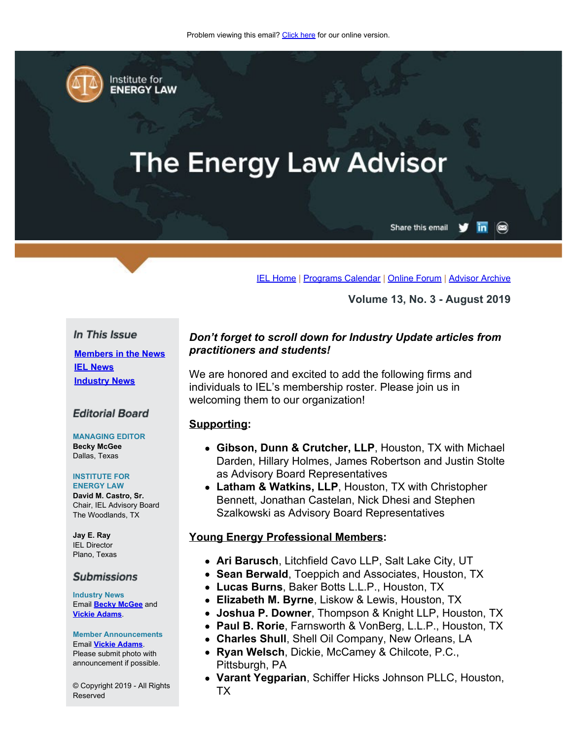Problem viewing this email? Click here for our online version.

Institute for ENERGY LAW

# The Energy Law Advisor

Share this email

IEL Home | Programs Calendar | Online Forum | Advisor Archive

**Volume 13, No. 3 - August 2019**

## In This Issue

- Members in the News
- IEL News
- Industry News

## Editorial Board

**MANAGING EDITOR**
**Becky McGee**
Dallas, Texas

**INSTITUTE FOR ENERGY LAW**
**David M. Castro, Sr.**
Chair, IEL Advisory Board
The Woodlands, TX

**Jay E. Ray**
IEL Director
Plano, Texas

## Submissions

**Industry News**
Email **Becky McGee** and **Vickie Adams**.

**Member Announcements**
Email **Vickie Adams**.
Please submit photo with announcement if possible.

© Copyright 2019 - All Rights Reserved

***Don't forget to scroll down for Industry Update articles from practitioners and students!***

We are honored and excited to add the following firms and individuals to IEL's membership roster. Please join us in welcoming them to our organization!

**Supporting:**

- **Gibson, Dunn & Crutcher, LLP**, Houston, TX with Michael Darden, Hillary Holmes, James Robertson and Justin Stolte as Advisory Board Representatives
- **Latham & Watkins, LLP**, Houston, TX with Christopher Bennett, Jonathan Castelan, Nick Dhesi and Stephen Szalkowski as Advisory Board Representatives

**Young Energy Professional Members:**

- **Ari Barusch**, Litchfield Cavo LLP, Salt Lake City, UT
- **Sean Berwald**, Toeppich and Associates, Houston, TX
- **Lucas Burns**, Baker Botts L.L.P., Houston, TX
- **Elizabeth M. Byrne**, Liskow & Lewis, Houston, TX
- **Joshua P. Downer**, Thompson & Knight LLP, Houston, TX
- **Paul B. Rorie**, Farnsworth & VonBerg, L.L.P., Houston, TX
- **Charles Shull**, Shell Oil Company, New Orleans, LA
- **Ryan Welsch**, Dickie, McCamey & Chilcote, P.C., Pittsburgh, PA
- **Varant Yegparian**, Schiffer Hicks Johnson PLLC, Houston, TX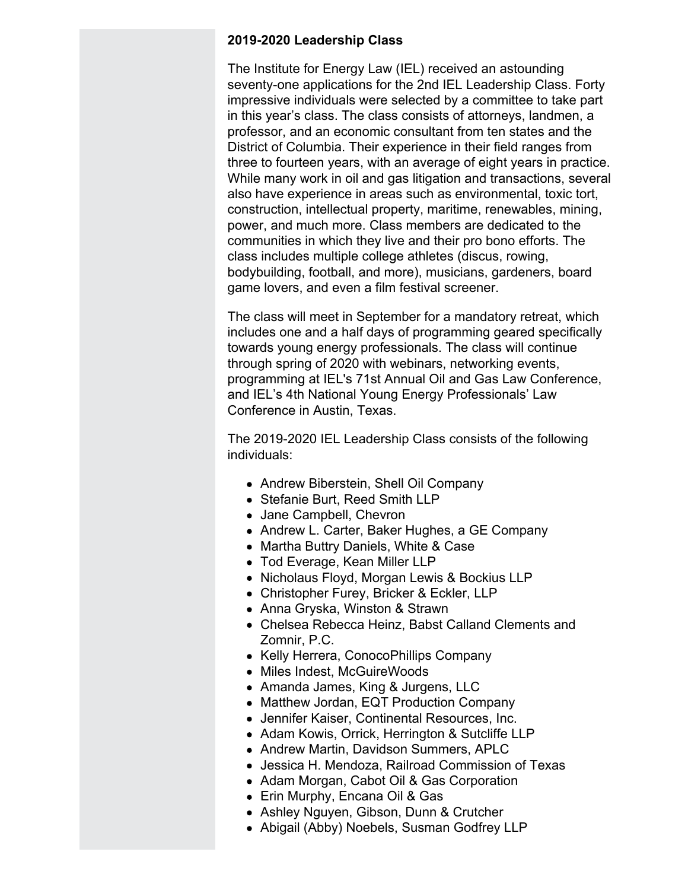**2019-2020 Leadership Class**

The Institute for Energy Law (IEL) received an astounding seventy-one applications for the 2nd IEL Leadership Class. Forty impressive individuals were selected by a committee to take part in this year's class. The class consists of attorneys, landmen, a professor, and an economic consultant from ten states and the District of Columbia. Their experience in their field ranges from three to fourteen years, with an average of eight years in practice. While many work in oil and gas litigation and transactions, several also have experience in areas such as environmental, toxic tort, construction, intellectual property, maritime, renewables, mining, power, and much more. Class members are dedicated to the communities in which they live and their pro bono efforts. The class includes multiple college athletes (discus, rowing, bodybuilding, football, and more), musicians, gardeners, board game lovers, and even a film festival screener.

The class will meet in September for a mandatory retreat, which includes one and a half days of programming geared specifically towards young energy professionals. The class will continue through spring of 2020 with webinars, networking events, programming at IEL's 71st Annual Oil and Gas Law Conference, and IEL's 4th National Young Energy Professionals' Law Conference in Austin, Texas.

The 2019-2020 IEL Leadership Class consists of the following individuals:

- Andrew Biberstein, Shell Oil Company
- Stefanie Burt, Reed Smith LLP
- Jane Campbell, Chevron
- Andrew L. Carter, Baker Hughes, a GE Company
- Martha Buttry Daniels, White & Case
- Tod Everage, Kean Miller LLP
- Nicholaus Floyd, Morgan Lewis & Bockius LLP
- Christopher Furey, Bricker & Eckler, LLP
- Anna Gryska, Winston & Strawn
- Chelsea Rebecca Heinz, Babst Calland Clements and Zomnir, P.C.
- Kelly Herrera, ConocoPhillips Company
- Miles Indest, McGuireWoods
- Amanda James, King & Jurgens, LLC
- Matthew Jordan, EQT Production Company
- Jennifer Kaiser, Continental Resources, Inc.
- Adam Kowis, Orrick, Herrington & Sutcliffe LLP
- Andrew Martin, Davidson Summers, APLC
- Jessica H. Mendoza, Railroad Commission of Texas
- Adam Morgan, Cabot Oil & Gas Corporation
- Erin Murphy, Encana Oil & Gas
- Ashley Nguyen, Gibson, Dunn & Crutcher
- Abigail (Abby) Noebels, Susman Godfrey LLP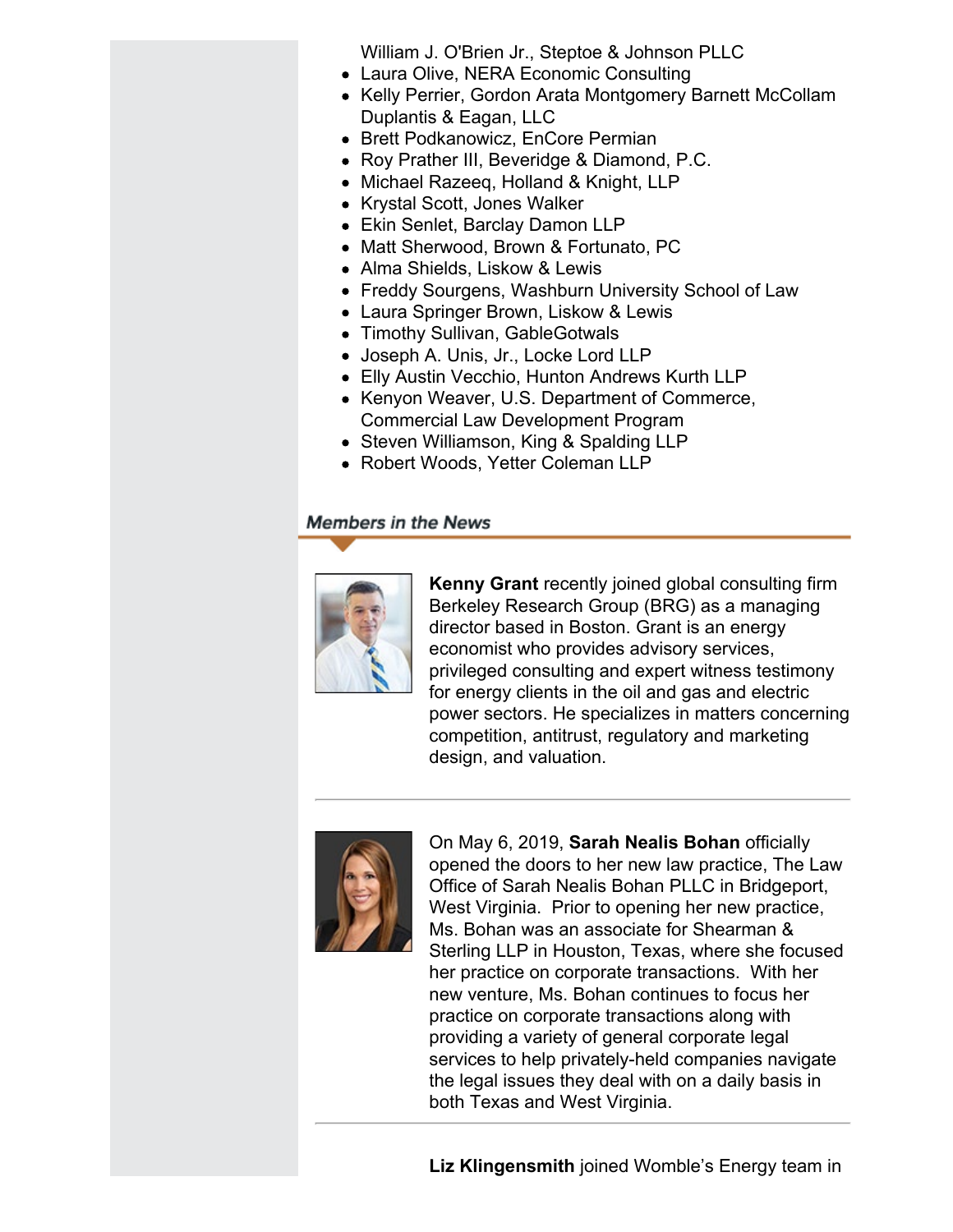William J. O'Brien Jr., Steptoe & Johnson PLLC

- Laura Olive, NERA Economic Consulting
- Kelly Perrier, Gordon Arata Montgomery Barnett McCollam Duplantis & Eagan, LLC
- Brett Podkanowicz, EnCore Permian
- Roy Prather III, Beveridge & Diamond, P.C.
- Michael Razeeq, Holland & Knight, LLP
- Krystal Scott, Jones Walker
- Ekin Senlet, Barclay Damon LLP
- Matt Sherwood, Brown & Fortunato, PC
- Alma Shields, Liskow & Lewis
- Freddy Sourgens, Washburn University School of Law
- Laura Springer Brown, Liskow & Lewis
- Timothy Sullivan, GableGotwals
- Joseph A. Unis, Jr., Locke Lord LLP
- Elly Austin Vecchio, Hunton Andrews Kurth LLP
- Kenyon Weaver, U.S. Department of Commerce, Commercial Law Development Program
- Steven Williamson, King & Spalding LLP
- Robert Woods, Yetter Coleman LLP

## *Members in the News*

**Kenny Grant** recently joined global consulting firm Berkeley Research Group (BRG) as a managing director based in Boston. Grant is an energy economist who provides advisory services, privileged consulting and expert witness testimony for energy clients in the oil and gas and electric power sectors. He specializes in matters concerning competition, antitrust, regulatory and marketing design, and valuation.

---

On May 6, 2019, **Sarah Nealis Bohan** officially opened the doors to her new law practice, The Law Office of Sarah Nealis Bohan PLLC in Bridgeport, West Virginia. Prior to opening her new practice, Ms. Bohan was an associate for Shearman & Sterling LLP in Houston, Texas, where she focused her practice on corporate transactions. With her new venture, Ms. Bohan continues to focus her practice on corporate transactions along with providing a variety of general corporate legal services to help privately-held companies navigate the legal issues they deal with on a daily basis in both Texas and West Virginia.

---

**Liz Klingensmith** joined Womble's Energy team in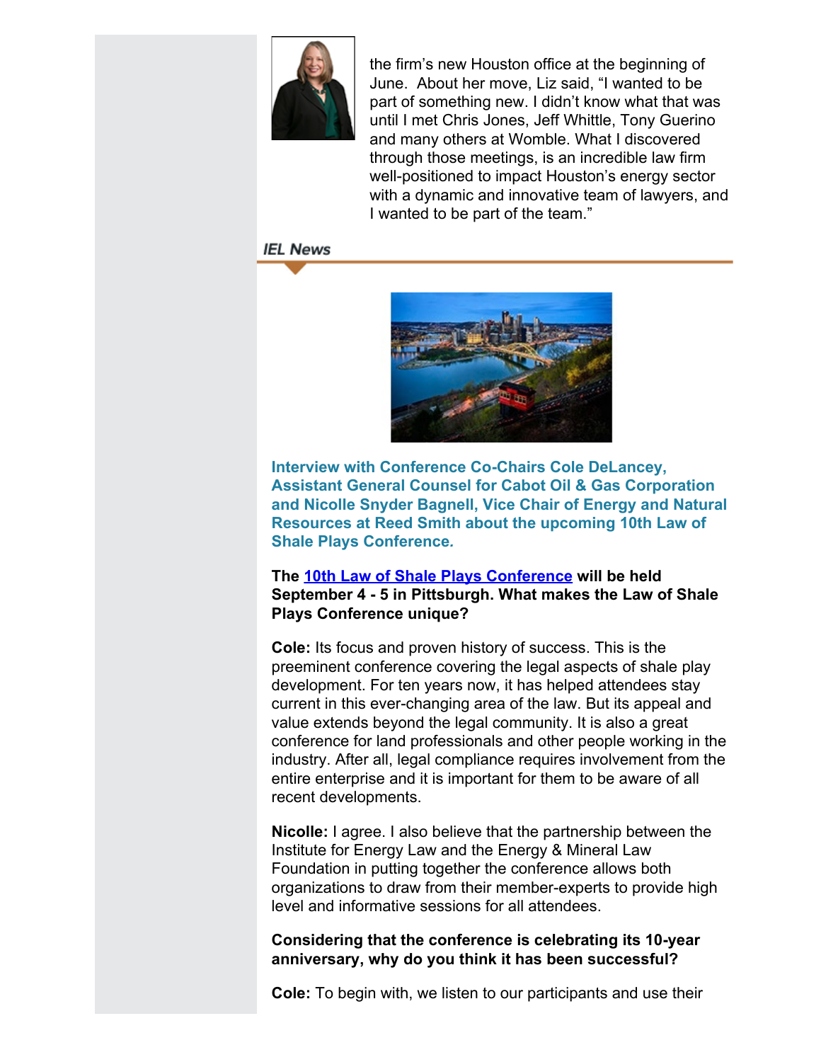the firm's new Houston office at the beginning of June. About her move, Liz said, "I wanted to be part of something new. I didn't know what that was until I met Chris Jones, Jeff Whittle, Tony Guerino and many others at Womble. What I discovered through those meetings, is an incredible law firm well-positioned to impact Houston's energy sector with a dynamic and innovative team of lawyers, and I wanted to be part of the team."

## IEL News

### Interview with Conference Co-Chairs Cole DeLancey, Assistant General Counsel for Cabot Oil & Gas Corporation and Nicolle Snyder Bagnell, Vice Chair of Energy and Natural Resources at Reed Smith about the upcoming 10th Law of Shale Plays Conference.

**The 10th Law of Shale Plays Conference will be held September 4 - 5 in Pittsburgh. What makes the Law of Shale Plays Conference unique?**

**Cole:** Its focus and proven history of success. This is the preeminent conference covering the legal aspects of shale play development. For ten years now, it has helped attendees stay current in this ever-changing area of the law. But its appeal and value extends beyond the legal community. It is also a great conference for land professionals and other people working in the industry. After all, legal compliance requires involvement from the entire enterprise and it is important for them to be aware of all recent developments.

**Nicolle:** I agree. I also believe that the partnership between the Institute for Energy Law and the Energy & Mineral Law Foundation in putting together the conference allows both organizations to draw from their member-experts to provide high level and informative sessions for all attendees.

**Considering that the conference is celebrating its 10-year anniversary, why do you think it has been successful?**

**Cole:** To begin with, we listen to our participants and use their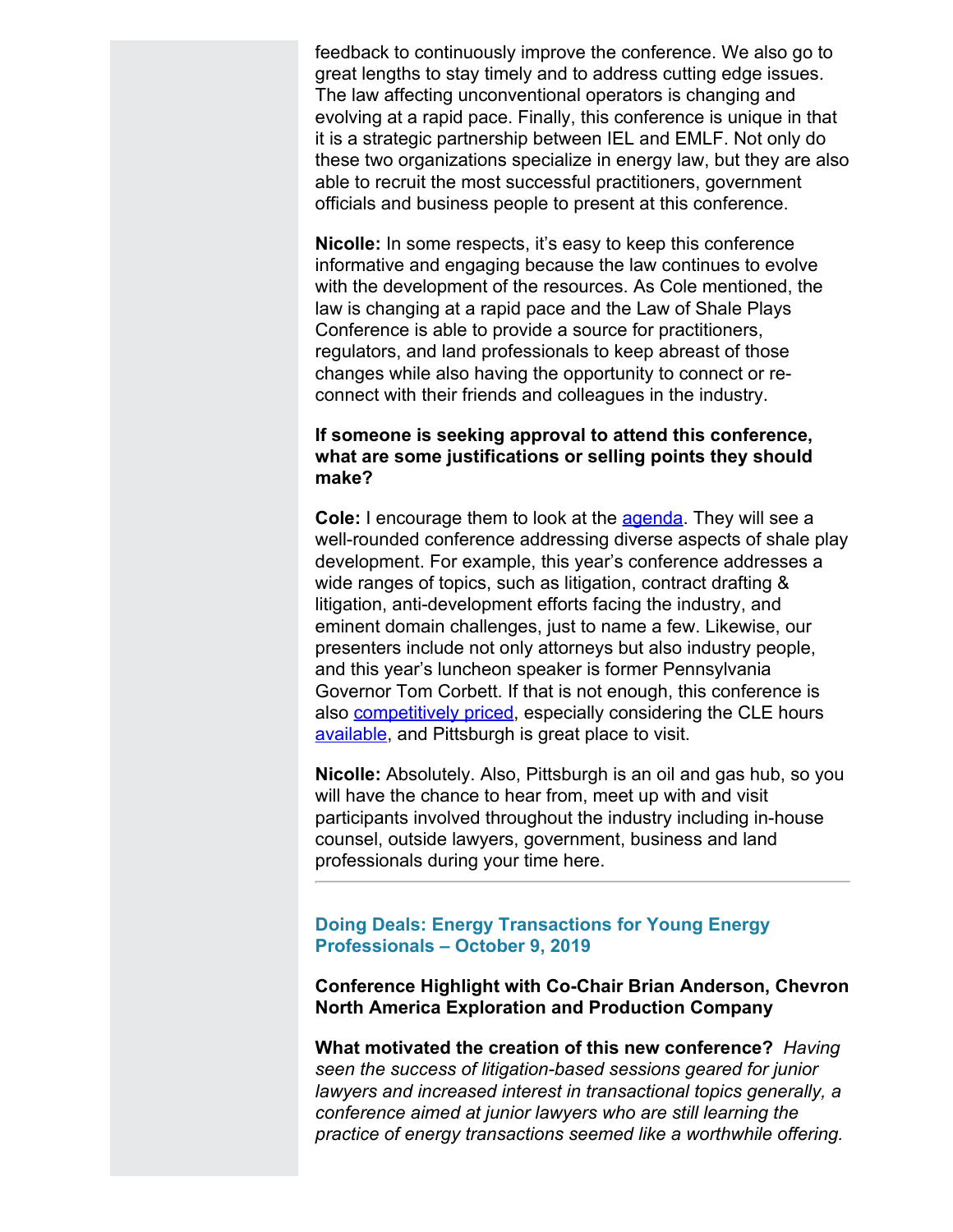feedback to continuously improve the conference. We also go to great lengths to stay timely and to address cutting edge issues. The law affecting unconventional operators is changing and evolving at a rapid pace. Finally, this conference is unique in that it is a strategic partnership between IEL and EMLF. Not only do these two organizations specialize in energy law, but they are also able to recruit the most successful practitioners, government officials and business people to present at this conference.

**Nicolle:** In some respects, it's easy to keep this conference informative and engaging because the law continues to evolve with the development of the resources. As Cole mentioned, the law is changing at a rapid pace and the Law of Shale Plays Conference is able to provide a source for practitioners, regulators, and land professionals to keep abreast of those changes while also having the opportunity to connect or re-connect with their friends and colleagues in the industry.

**If someone is seeking approval to attend this conference, what are some justifications or selling points they should make?**

**Cole:** I encourage them to look at the agenda. They will see a well-rounded conference addressing diverse aspects of shale play development. For example, this year's conference addresses a wide ranges of topics, such as litigation, contract drafting & litigation, anti-development efforts facing the industry, and eminent domain challenges, just to name a few. Likewise, our presenters include not only attorneys but also industry people, and this year's luncheon speaker is former Pennsylvania Governor Tom Corbett. If that is not enough, this conference is also competitively priced, especially considering the CLE hours available, and Pittsburgh is great place to visit.

**Nicolle:** Absolutely. Also, Pittsburgh is an oil and gas hub, so you will have the chance to hear from, meet up with and visit participants involved throughout the industry including in-house counsel, outside lawyers, government, business and land professionals during your time here.

---

## Doing Deals: Energy Transactions for Young Energy Professionals – October 9, 2019

**Conference Highlight with Co-Chair Brian Anderson, Chevron North America Exploration and Production Company**

**What motivated the creation of this new conference?** *Having seen the success of litigation-based sessions geared for junior lawyers and increased interest in transactional topics generally, a conference aimed at junior lawyers who are still learning the practice of energy transactions seemed like a worthwhile offering.*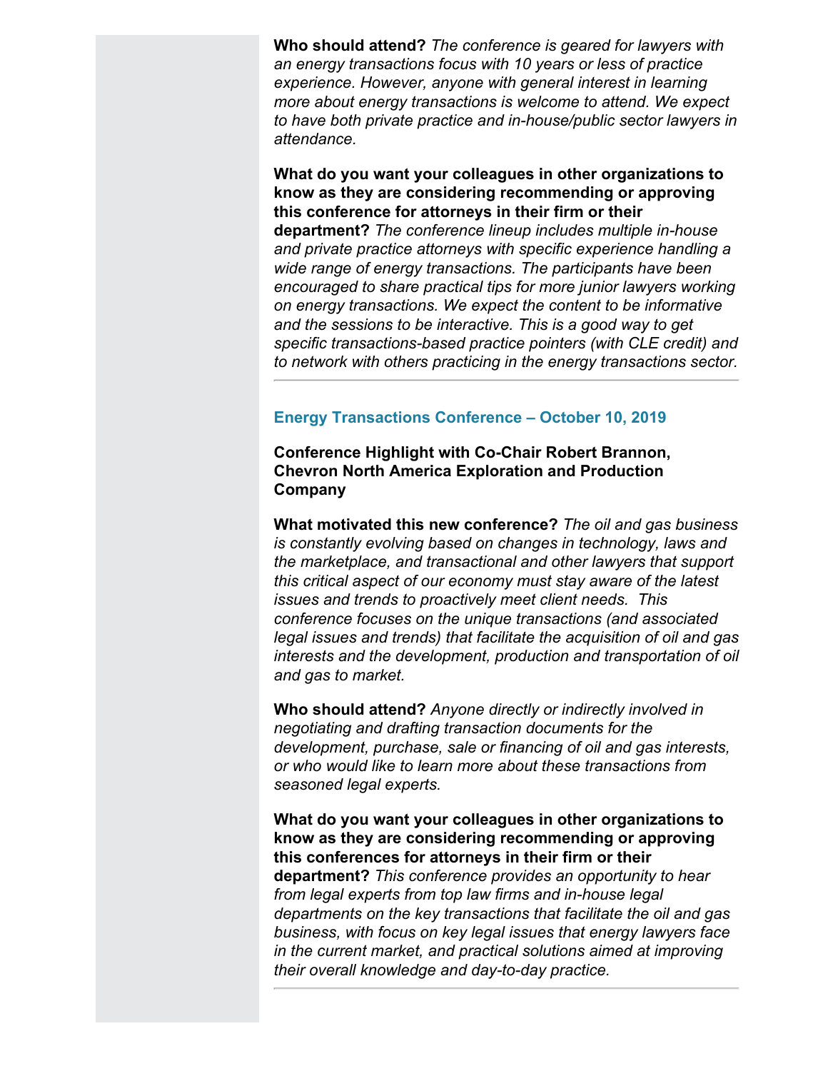**Who should attend?** *The conference is geared for lawyers with an energy transactions focus with 10 years or less of practice experience. However, anyone with general interest in learning more about energy transactions is welcome to attend. We expect to have both private practice and in-house/public sector lawyers in attendance.*

**What do you want your colleagues in other organizations to know as they are considering recommending or approving this conference for attorneys in their firm or their department?** *The conference lineup includes multiple in-house and private practice attorneys with specific experience handling a wide range of energy transactions. The participants have been encouraged to share practical tips for more junior lawyers working on energy transactions. We expect the content to be informative and the sessions to be interactive. This is a good way to get specific transactions-based practice pointers (with CLE credit) and to network with others practicing in the energy transactions sector.*

---

### Energy Transactions Conference – October 10, 2019

**Conference Highlight with Co-Chair Robert Brannon, Chevron North America Exploration and Production Company**

**What motivated this new conference?** *The oil and gas business is constantly evolving based on changes in technology, laws and the marketplace, and transactional and other lawyers that support this critical aspect of our economy must stay aware of the latest issues and trends to proactively meet client needs. This conference focuses on the unique transactions (and associated legal issues and trends) that facilitate the acquisition of oil and gas interests and the development, production and transportation of oil and gas to market.*

**Who should attend?** *Anyone directly or indirectly involved in negotiating and drafting transaction documents for the development, purchase, sale or financing of oil and gas interests, or who would like to learn more about these transactions from seasoned legal experts.*

**What do you want your colleagues in other organizations to know as they are considering recommending or approving this conferences for attorneys in their firm or their department?** *This conference provides an opportunity to hear from legal experts from top law firms and in-house legal departments on the key transactions that facilitate the oil and gas business, with focus on key legal issues that energy lawyers face in the current market, and practical solutions aimed at improving their overall knowledge and day-to-day practice.*

---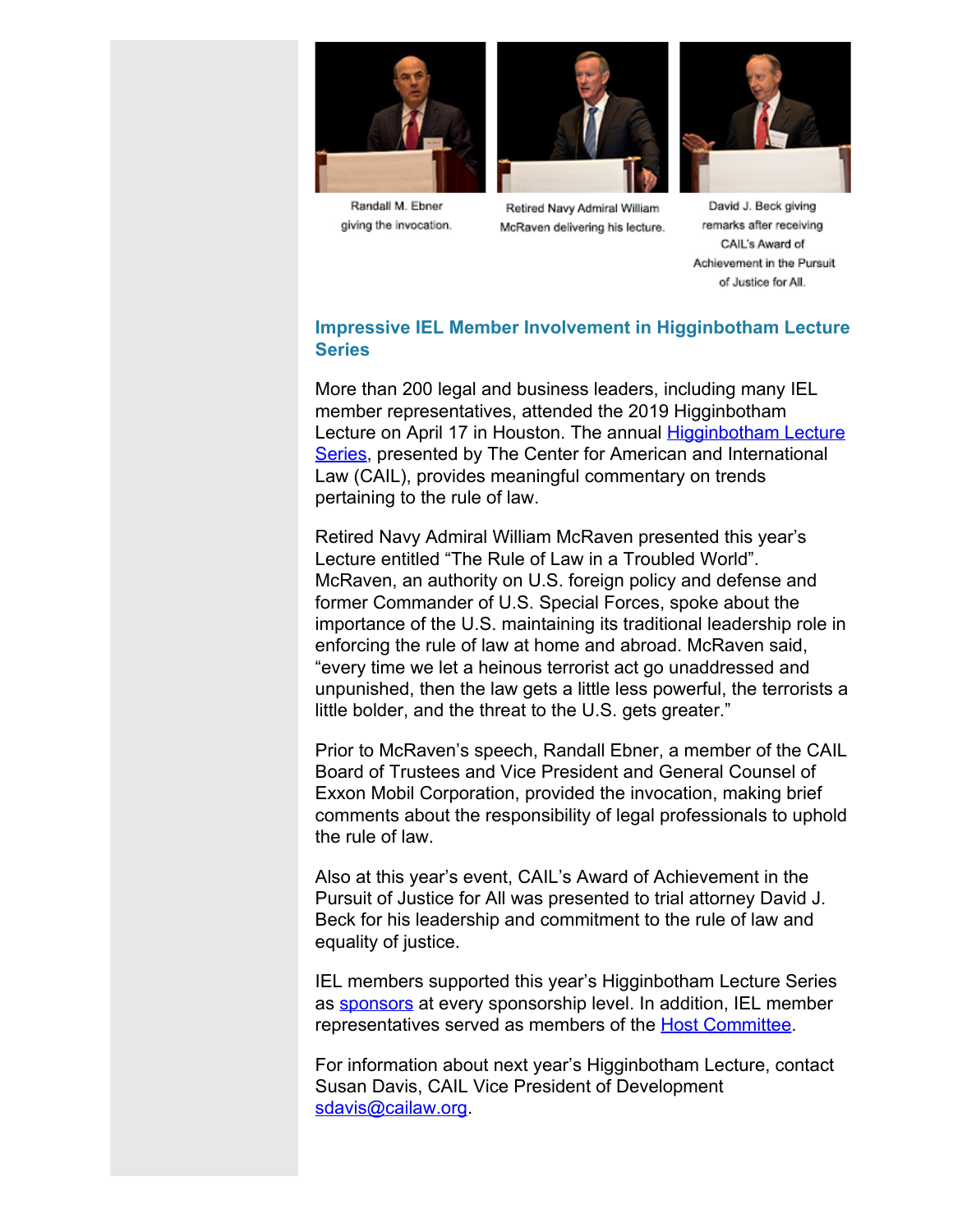Randall M. Ebner giving the invocation.

Retired Navy Admiral William McRaven delivering his lecture.

David J. Beck giving remarks after receiving CAIL's Award of Achievement in the Pursuit of Justice for All.

### Impressive IEL Member Involvement in Higginbotham Lecture Series

More than 200 legal and business leaders, including many IEL member representatives, attended the 2019 Higginbotham Lecture on April 17 in Houston. The annual Higginbotham Lecture Series, presented by The Center for American and International Law (CAIL), provides meaningful commentary on trends pertaining to the rule of law.

Retired Navy Admiral William McRaven presented this year's Lecture entitled "The Rule of Law in a Troubled World". McRaven, an authority on U.S. foreign policy and defense and former Commander of U.S. Special Forces, spoke about the importance of the U.S. maintaining its traditional leadership role in enforcing the rule of law at home and abroad. McRaven said, "every time we let a heinous terrorist act go unaddressed and unpunished, then the law gets a little less powerful, the terrorists a little bolder, and the threat to the U.S. gets greater."

Prior to McRaven's speech, Randall Ebner, a member of the CAIL Board of Trustees and Vice President and General Counsel of Exxon Mobil Corporation, provided the invocation, making brief comments about the responsibility of legal professionals to uphold the rule of law.

Also at this year's event, CAIL's Award of Achievement in the Pursuit of Justice for All was presented to trial attorney David J. Beck for his leadership and commitment to the rule of law and equality of justice.

IEL members supported this year's Higginbotham Lecture Series as sponsors at every sponsorship level. In addition, IEL member representatives served as members of the Host Committee.

For information about next year's Higginbotham Lecture, contact Susan Davis, CAIL Vice President of Development sdavis@cailaw.org.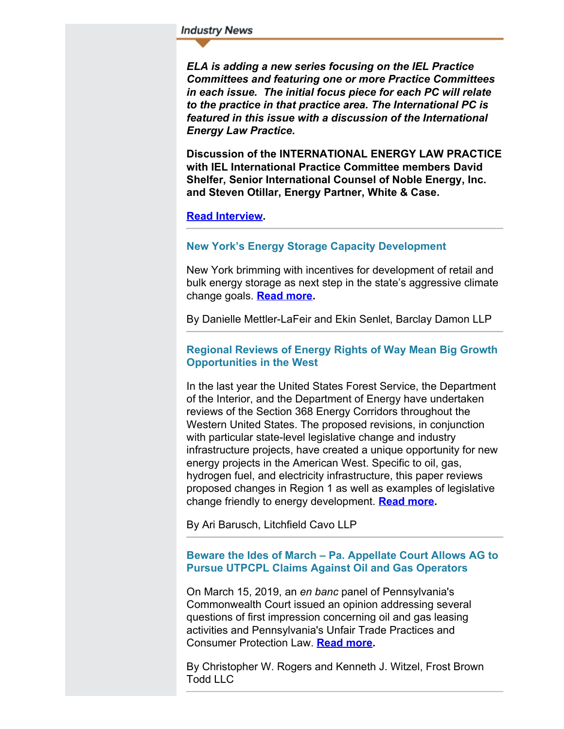## *Industry News*

***ELA is adding a new series focusing on the IEL Practice Committees and featuring one or more Practice Committees in each issue. The initial focus piece for each PC will relate to the practice in that practice area. The International PC is featured in this issue with a discussion of the International Energy Law Practice.***

**Discussion of the INTERNATIONAL ENERGY LAW PRACTICE with IEL International Practice Committee members David Shelfer, Senior International Counsel of Noble Energy, Inc. and Steven Otillar, Energy Partner, White & Case.**

**Read Interview.**

---

### New York's Energy Storage Capacity Development

New York brimming with incentives for development of retail and bulk energy storage as next step in the state's aggressive climate change goals. **Read more.**

By Danielle Mettler-LaFeir and Ekin Senlet, Barclay Damon LLP

---

### Regional Reviews of Energy Rights of Way Mean Big Growth Opportunities in the West

In the last year the United States Forest Service, the Department of the Interior, and the Department of Energy have undertaken reviews of the Section 368 Energy Corridors throughout the Western United States. The proposed revisions, in conjunction with particular state-level legislative change and industry infrastructure projects, have created a unique opportunity for new energy projects in the American West. Specific to oil, gas, hydrogen fuel, and electricity infrastructure, this paper reviews proposed changes in Region 1 as well as examples of legislative change friendly to energy development. **Read more.**

By Ari Barusch, Litchfield Cavo LLP

---

### Beware the Ides of March – Pa. Appellate Court Allows AG to Pursue UTPCPL Claims Against Oil and Gas Operators

On March 15, 2019, an *en banc* panel of Pennsylvania's Commonwealth Court issued an opinion addressing several questions of first impression concerning oil and gas leasing activities and Pennsylvania's Unfair Trade Practices and Consumer Protection Law. **Read more.**

By Christopher W. Rogers and Kenneth J. Witzel, Frost Brown Todd LLC

---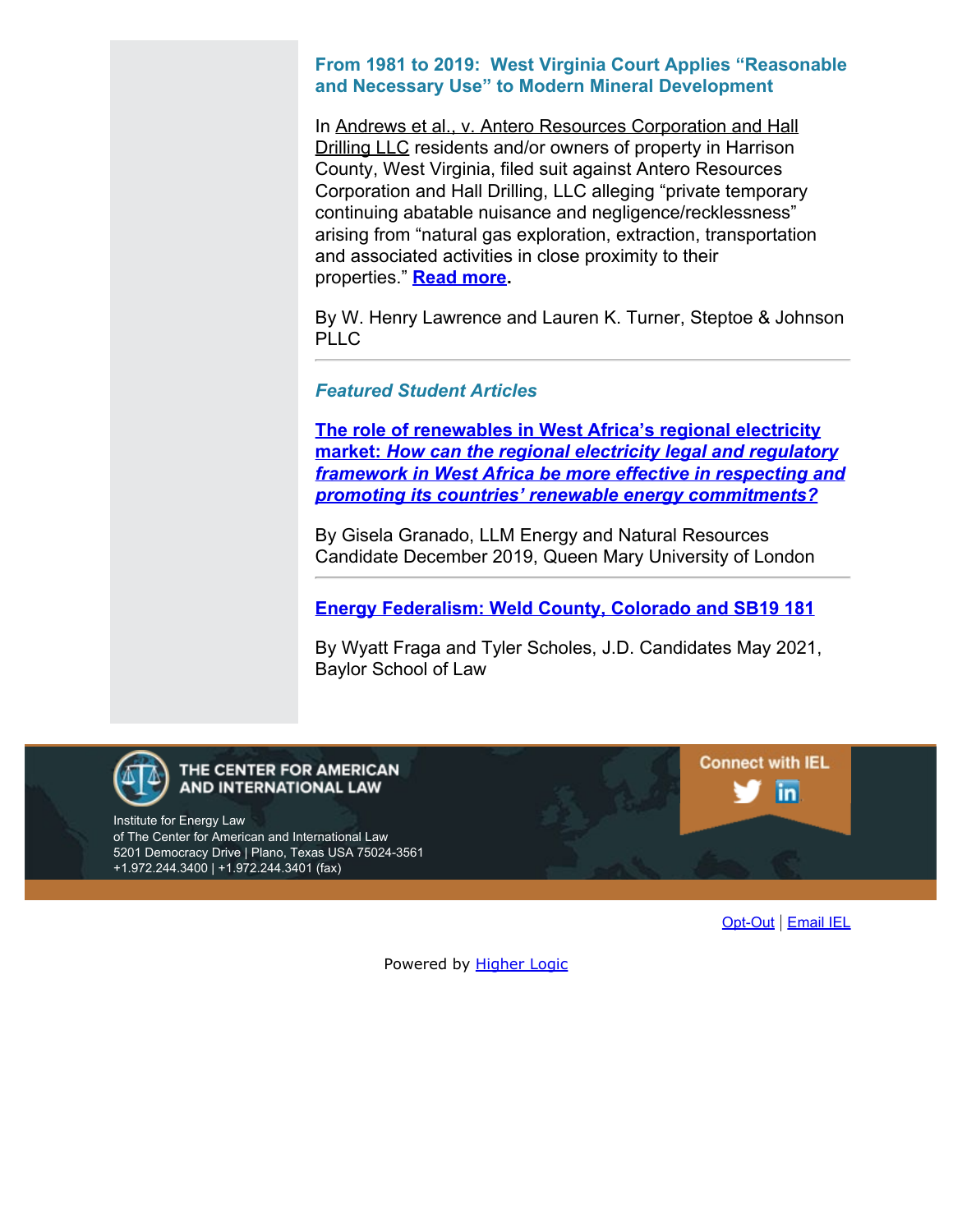### From 1981 to 2019: West Virginia Court Applies "Reasonable and Necessary Use" to Modern Mineral Development

In Andrews et al., v. Antero Resources Corporation and Hall Drilling LLC residents and/or owners of property in Harrison County, West Virginia, filed suit against Antero Resources Corporation and Hall Drilling, LLC alleging "private temporary continuing abatable nuisance and negligence/recklessness" arising from "natural gas exploration, extraction, transportation and associated activities in close proximity to their properties." **Read more.**

By W. Henry Lawrence and Lauren K. Turner, Steptoe & Johnson PLLC

---

### *Featured Student Articles*

**The role of renewables in West Africa's regional electricity market: *How can the regional electricity legal and regulatory framework in West Africa be more effective in respecting and promoting its countries' renewable energy commitments?***

By Gisela Granado, LLM Energy and Natural Resources Candidate December 2019, Queen Mary University of London

---

**Energy Federalism: Weld County, Colorado and SB19 181**

By Wyatt Fraga and Tyler Scholes, J.D. Candidates May 2021, Baylor School of Law

---

THE CENTER FOR AMERICAN AND INTERNATIONAL LAW

Institute for Energy Law
of The Center for American and International Law
5201 Democracy Drive | Plano, Texas USA 75024-3561
+1.972.244.3400 | +1.972.244.3401 (fax)

Connect with IEL

Opt-Out | Email IEL

Powered by Higher Logic